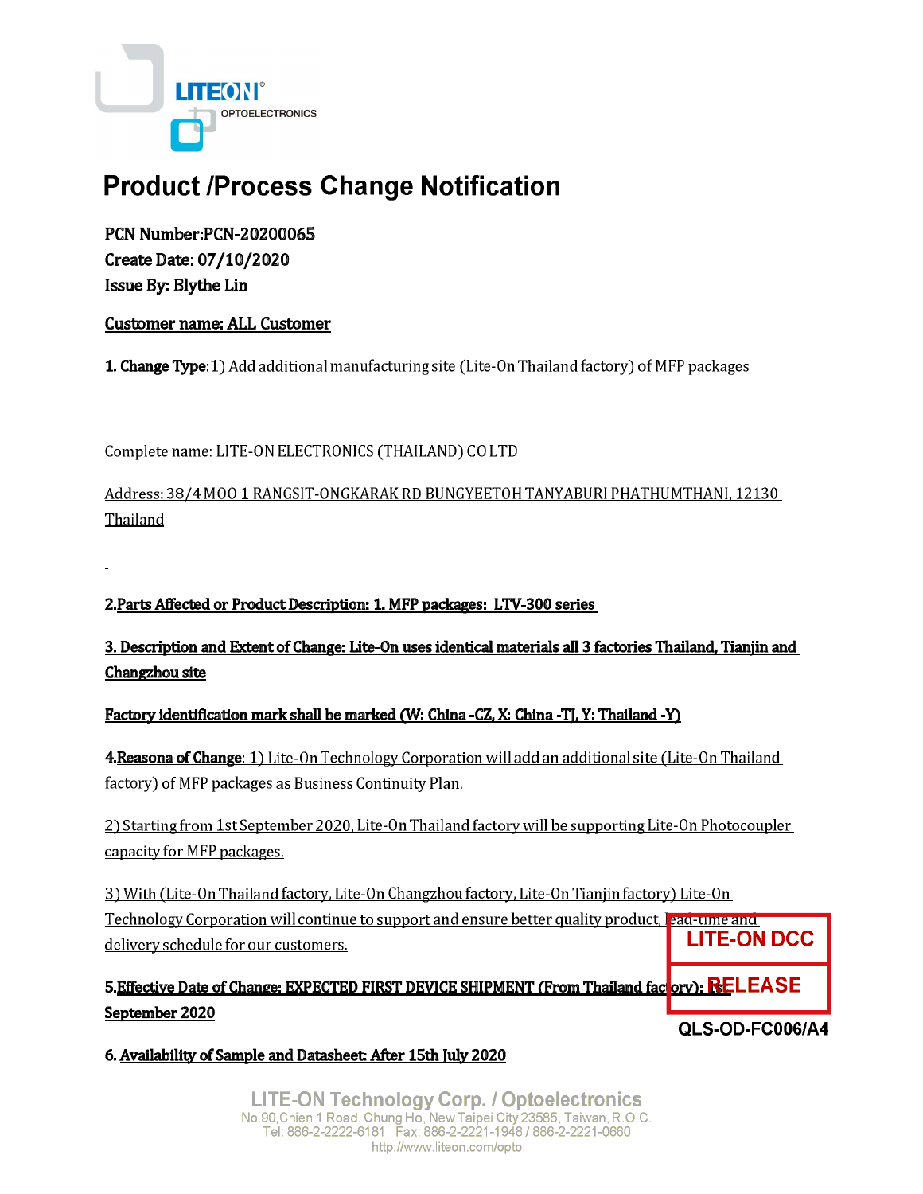# Product /Process Change Notification

**PCN Number:PCN-20200065**
**Create Date: 07/10/2020**
**Issue By: Blythe Lin**

**Customer name: ALL Customer**

**1. Change Type**:1) Add additional manufacturing site (Lite-On Thailand factory) of MFP packages

Complete name: LITE-ON ELECTRONICS (THAILAND) CO LTD

Address: 38/4 MOO 1 RANGSIT-ONGKARAK RD BUNGYEETOH TANYABURI PHATHUMTHANI, 12130 Thailand

**2.Parts Affected or Product Description: 1. MFP packages: LTV-300 series**

**3. Description and Extent of Change: Lite-On uses identical materials all 3 factories Thailand, Tianjin and Changzhou site**

**Factory identification mark shall be marked (W: China -CZ, X: China -TJ, Y: Thailand -Y)**

**4.Reasona of Change**: 1) Lite-On Technology Corporation will add an additional site (Lite-On Thailand factory) of MFP packages as Business Continuity Plan.

2) Starting from 1st September 2020, Lite-On Thailand factory will be supporting Lite-On Photocoupler capacity for MFP packages.

3) With (Lite-On Thailand factory, Lite-On Changzhou factory, Lite-On Tianjin factory) Lite-On Technology Corporation will continue to support and ensure better quality product, lead-time and delivery schedule for our customers.

**5.Effective Date of Change: EXPECTED FIRST DEVICE SHIPMENT (From Thailand factory): 1st September 2020**

**6. Availability of Sample and Datasheet: After 15th July 2020**

LITE-ON DCC
RELEASE

QLS-OD-FC006/A4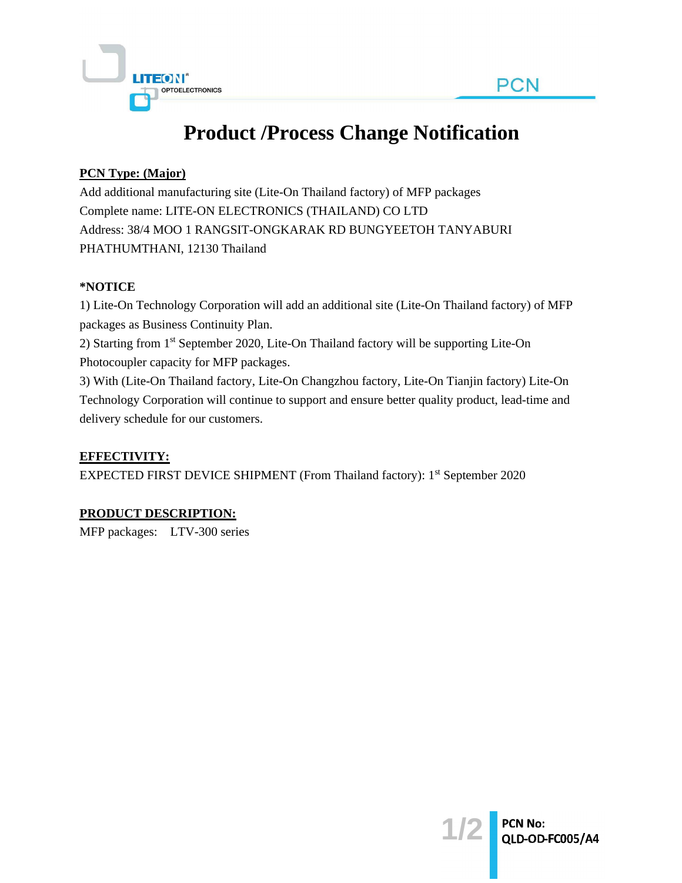# Product /Process Change Notification

**PCN Type: (Major)**

Add additional manufacturing site (Lite-On Thailand factory) of MFP packages
Complete name: LITE-ON ELECTRONICS (THAILAND) CO LTD
Address: 38/4 MOO 1 RANGSIT-ONGKARAK RD BUNGYEETOH TANYABURI PHATHUMTHANI, 12130 Thailand

**\*NOTICE**

1) Lite-On Technology Corporation will add an additional site (Lite-On Thailand factory) of MFP packages as Business Continuity Plan.
2) Starting from 1st September 2020, Lite-On Thailand factory will be supporting Lite-On Photocoupler capacity for MFP packages.
3) With (Lite-On Thailand factory, Lite-On Changzhou factory, Lite-On Tianjin factory) Lite-On Technology Corporation will continue to support and ensure better quality product, lead-time and delivery schedule for our customers.

**EFFECTIVITY:**

EXPECTED FIRST DEVICE SHIPMENT (From Thailand factory): 1st September 2020

**PRODUCT DESCRIPTION:**

MFP packages: LTV-300 series

PCN No: QLD-OD-FC005/A4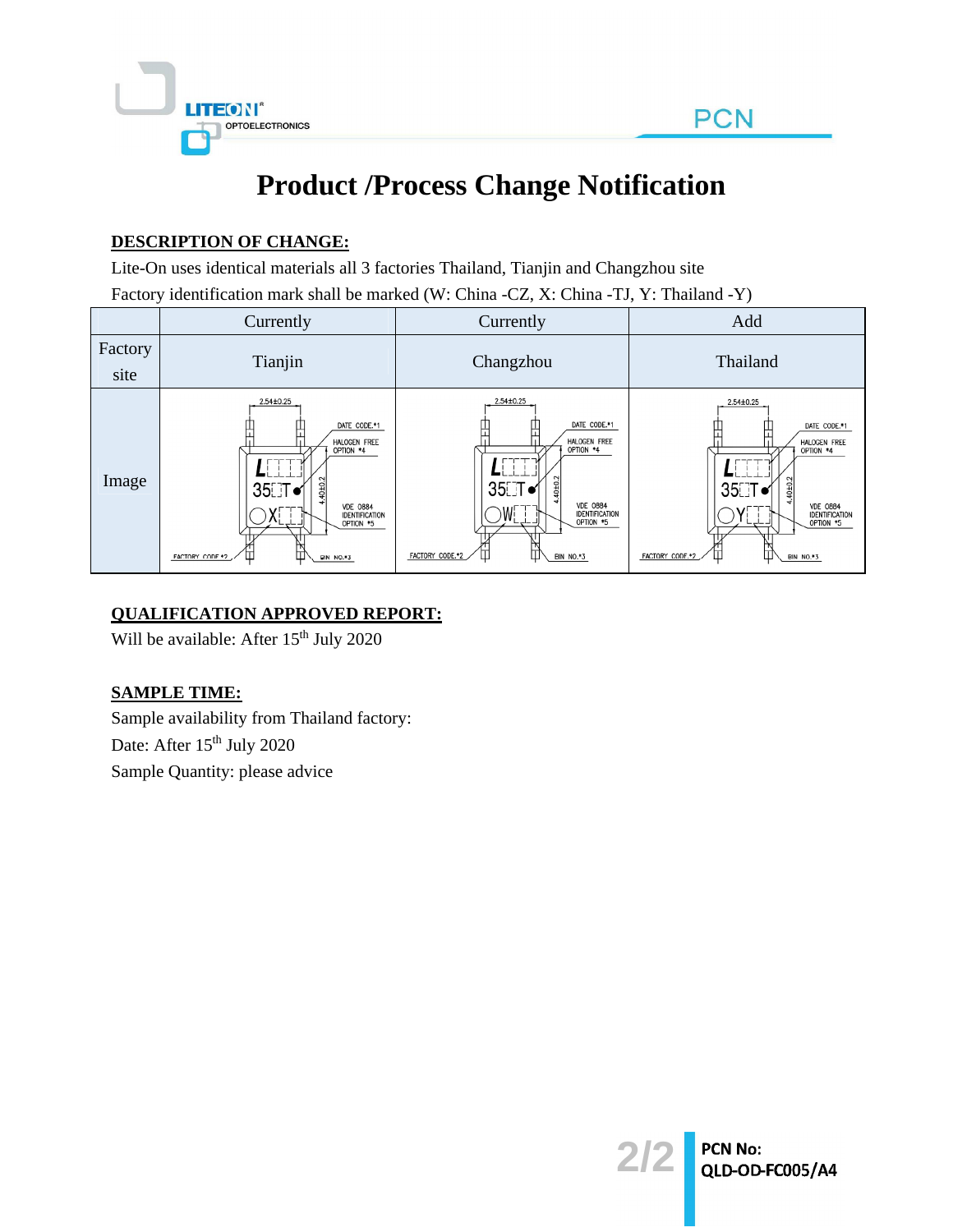# Product /Process Change Notification

**DESCRIPTION OF CHANGE:**

Lite-On uses identical materials all 3 factories Thailand, Tianjin and Changzhou site

Factory identification mark shall be marked (W: China -CZ, X: China -TJ, Y: Thailand -Y)

| | Currently | Currently | Add |
|---|---|---|---|
| Factory site | Tianjin | Changzhou | Thailand |
| Image | 2.54±0.25, DATE CODE.*1, HALOGEN FREE OPTION *4, L, 35□T, X, 4.40±0.2, VDE 0884 IDENTIFICATION OPTION *5, FACTORY CODE.*2, BIN NO.*3 | 2.54±0.25, DATE CODE.*1, HALOGEN FREE OPTION *4, L, 35□T, W, 4.40±0.2, VDE 0884 IDENTIFICATION OPTION *5, FACTORY CODE.*2, BIN NO.*3 | 2.54±0.25, DATE CODE.*1, HALOGEN FREE OPTION *4, L, 35□T, Y, 4.40±0.2, VDE 0884 IDENTIFICATION OPTION *5, FACTORY CODE.*2, BIN NO.*3 |

**QUALIFICATION APPROVED REPORT:**

Will be available: After 15th July 2020

**SAMPLE TIME:**

Sample availability from Thailand factory:

Date: After 15th July 2020

Sample Quantity: please advice

PCN No:
QLD-OD-FC005/A4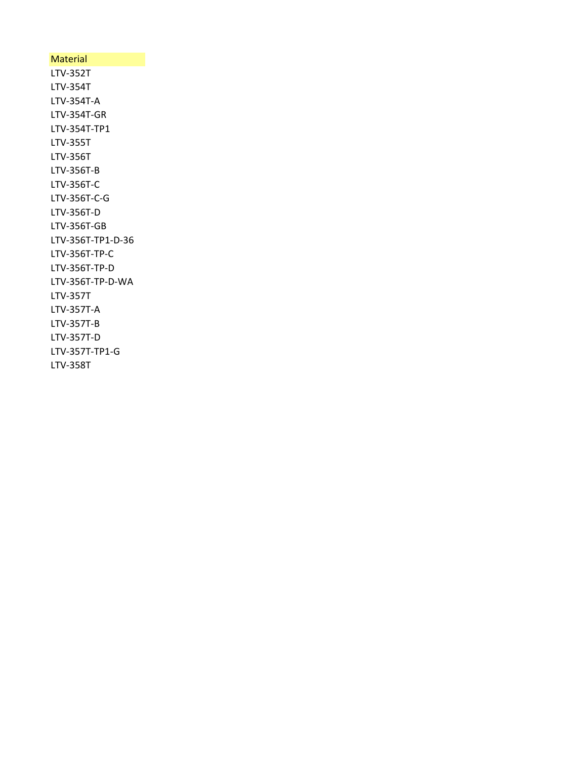| Material |
| --- |
| LTV-352T |
| LTV-354T |
| LTV-354T-A |
| LTV-354T-GR |
| LTV-354T-TP1 |
| LTV-355T |
| LTV-356T |
| LTV-356T-B |
| LTV-356T-C |
| LTV-356T-C-G |
| LTV-356T-D |
| LTV-356T-GB |
| LTV-356T-TP1-D-36 |
| LTV-356T-TP-C |
| LTV-356T-TP-D |
| LTV-356T-TP-D-WA |
| LTV-357T |
| LTV-357T-A |
| LTV-357T-B |
| LTV-357T-D |
| LTV-357T-TP1-G |
| LTV-358T |